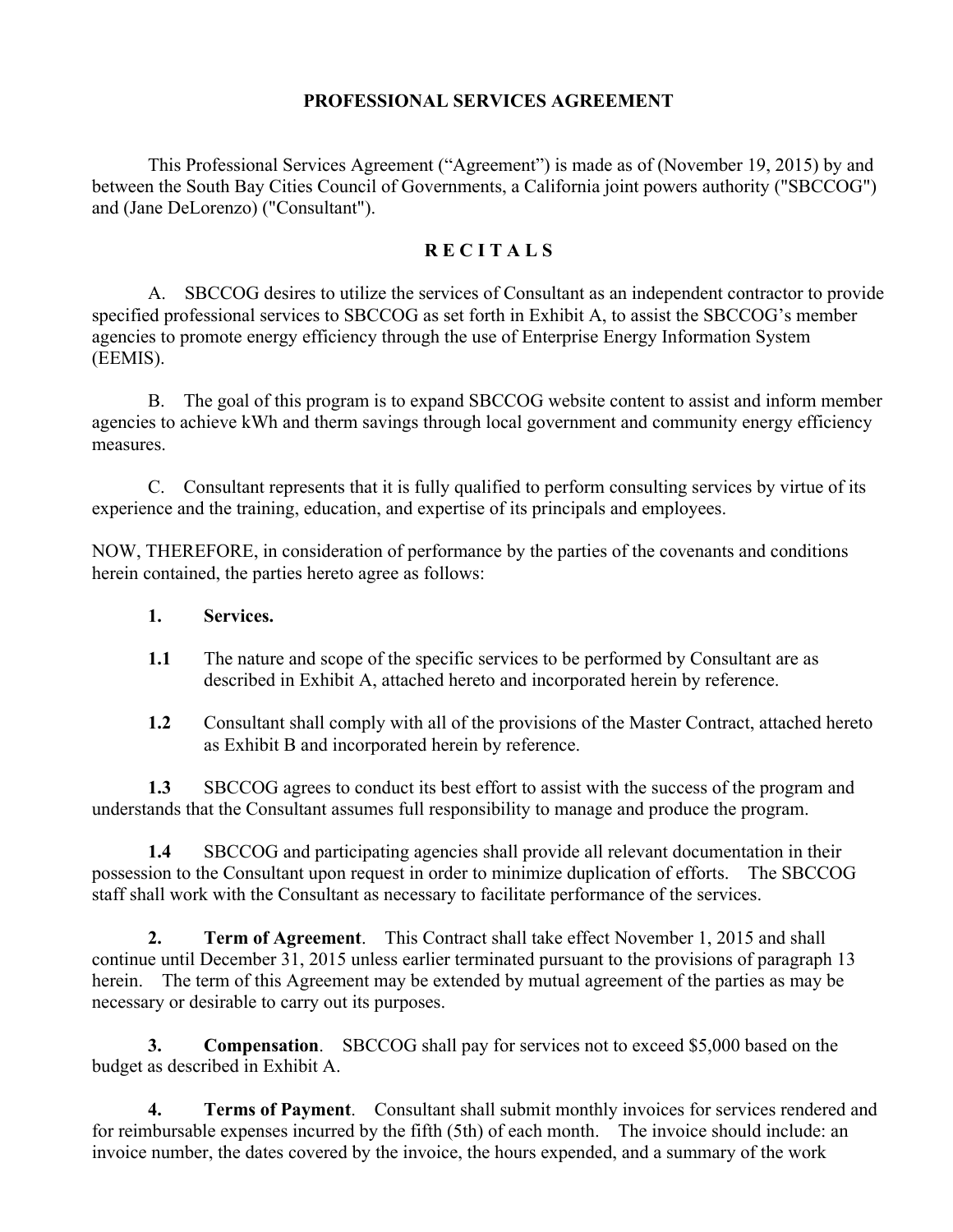# PROFESSIONAL SERVICES AGREEMENT

This Professional Services Agreement ("Agreement") is made as of (November 19, 2015) by and between the South Bay Cities Council of Governments, a California joint powers authority ("SBCCOG") and (Jane DeLorenzo) ("Consultant").

## R E C I T A L S

A. SBCCOG desires to utilize the services of Consultant as an independent contractor to provide specified professional services to SBCCOG as set forth in Exhibit A, to assist the SBCCOG's member agencies to promote energy efficiency through the use of Enterprise Energy Information System (EEMIS).

B. The goal of this program is to expand SBCCOG website content to assist and inform member agencies to achieve kWh and therm savings through local government and community energy efficiency measures.

C. Consultant represents that it is fully qualified to perform consulting services by virtue of its experience and the training, education, and expertise of its principals and employees.

NOW, THEREFORE, in consideration of performance by the parties of the covenants and conditions herein contained, the parties hereto agree as follows:

**1. Services.**

**1.1** The nature and scope of the specific services to be performed by Consultant are as described in Exhibit A, attached hereto and incorporated herein by reference.

**1.2** Consultant shall comply with all of the provisions of the Master Contract, attached hereto as Exhibit B and incorporated herein by reference.

**1.3** SBCCOG agrees to conduct its best effort to assist with the success of the program and understands that the Consultant assumes full responsibility to manage and produce the program.

**1.4** SBCCOG and participating agencies shall provide all relevant documentation in their possession to the Consultant upon request in order to minimize duplication of efforts. The SBCCOG staff shall work with the Consultant as necessary to facilitate performance of the services.

**2. Term of Agreement**. This Contract shall take effect November 1, 2015 and shall continue until December 31, 2015 unless earlier terminated pursuant to the provisions of paragraph 13 herein. The term of this Agreement may be extended by mutual agreement of the parties as may be necessary or desirable to carry out its purposes.

**3. Compensation**. SBCCOG shall pay for services not to exceed $5,000 based on the budget as described in Exhibit A.

**4. Terms of Payment**. Consultant shall submit monthly invoices for services rendered and for reimbursable expenses incurred by the fifth (5th) of each month. The invoice should include: an invoice number, the dates covered by the invoice, the hours expended, and a summary of the work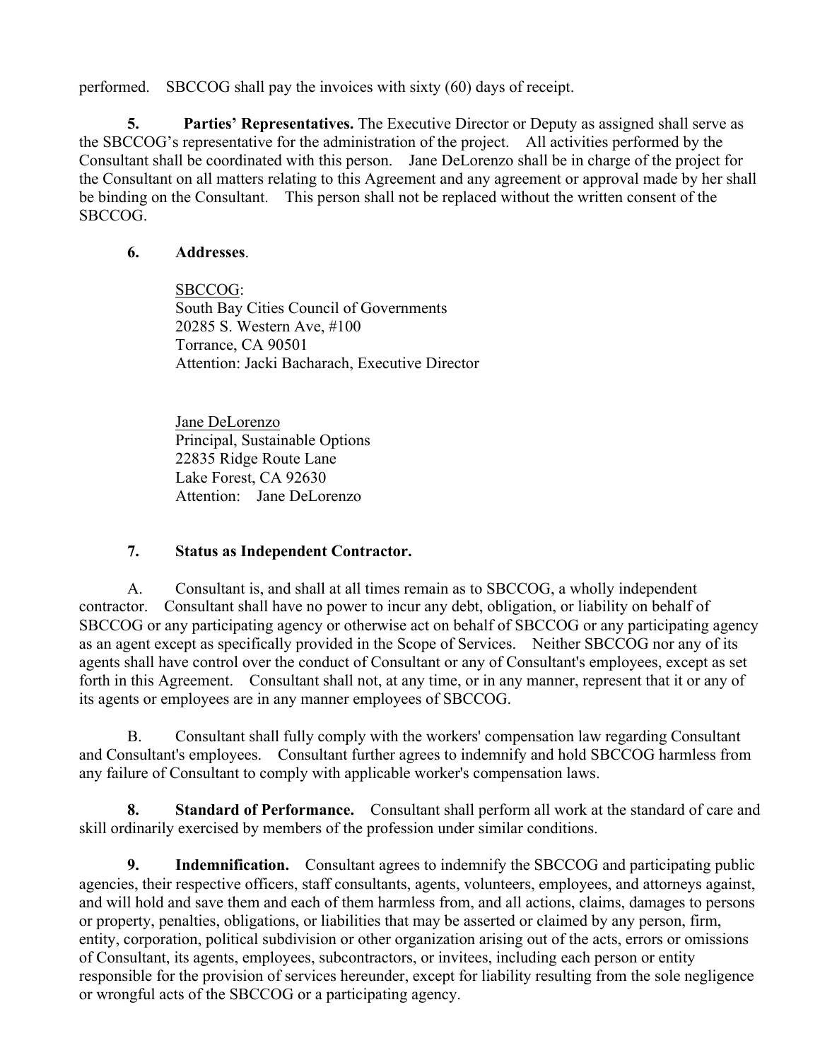performed. SBCCOG shall pay the invoices with sixty (60) days of receipt.

**5. Parties' Representatives.** The Executive Director or Deputy as assigned shall serve as the SBCCOG's representative for the administration of the project. All activities performed by the Consultant shall be coordinated with this person. Jane DeLorenzo shall be in charge of the project for the Consultant on all matters relating to this Agreement and any agreement or approval made by her shall be binding on the Consultant. This person shall not be replaced without the written consent of the SBCCOG.

**6. Addresses**.

SBCCOG:
South Bay Cities Council of Governments
20285 S. Western Ave, #100
Torrance, CA 90501
Attention: Jacki Bacharach, Executive Director

Jane DeLorenzo
Principal, Sustainable Options
22835 Ridge Route Lane
Lake Forest, CA 92630
Attention: Jane DeLorenzo

**7. Status as Independent Contractor.**

A. Consultant is, and shall at all times remain as to SBCCOG, a wholly independent contractor. Consultant shall have no power to incur any debt, obligation, or liability on behalf of SBCCOG or any participating agency or otherwise act on behalf of SBCCOG or any participating agency as an agent except as specifically provided in the Scope of Services. Neither SBCCOG nor any of its agents shall have control over the conduct of Consultant or any of Consultant's employees, except as set forth in this Agreement. Consultant shall not, at any time, or in any manner, represent that it or any of its agents or employees are in any manner employees of SBCCOG.

B. Consultant shall fully comply with the workers' compensation law regarding Consultant and Consultant's employees. Consultant further agrees to indemnify and hold SBCCOG harmless from any failure of Consultant to comply with applicable worker's compensation laws.

**8. Standard of Performance.** Consultant shall perform all work at the standard of care and skill ordinarily exercised by members of the profession under similar conditions.

**9. Indemnification.** Consultant agrees to indemnify the SBCCOG and participating public agencies, their respective officers, staff consultants, agents, volunteers, employees, and attorneys against, and will hold and save them and each of them harmless from, and all actions, claims, damages to persons or property, penalties, obligations, or liabilities that may be asserted or claimed by any person, firm, entity, corporation, political subdivision or other organization arising out of the acts, errors or omissions of Consultant, its agents, employees, subcontractors, or invitees, including each person or entity responsible for the provision of services hereunder, except for liability resulting from the sole negligence or wrongful acts of the SBCCOG or a participating agency.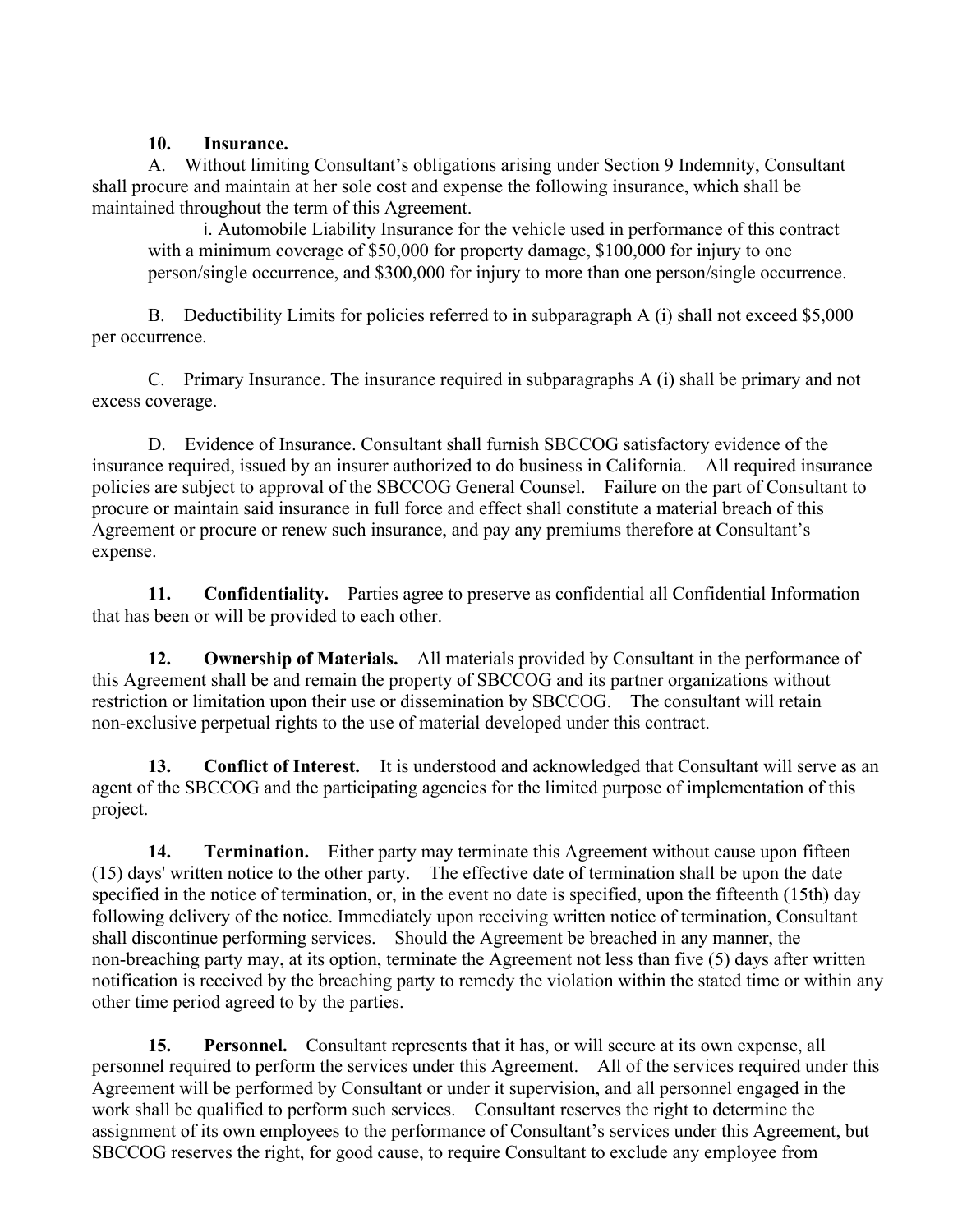**10. Insurance.**

A. Without limiting Consultant's obligations arising under Section 9 Indemnity, Consultant shall procure and maintain at her sole cost and expense the following insurance, which shall be maintained throughout the term of this Agreement.

i. Automobile Liability Insurance for the vehicle used in performance of this contract with a minimum coverage of $50,000 for property damage, $100,000 for injury to one person/single occurrence, and $300,000 for injury to more than one person/single occurrence.

B. Deductibility Limits for policies referred to in subparagraph A (i) shall not exceed $5,000 per occurrence.

C. Primary Insurance. The insurance required in subparagraphs A (i) shall be primary and not excess coverage.

D. Evidence of Insurance. Consultant shall furnish SBCCOG satisfactory evidence of the insurance required, issued by an insurer authorized to do business in California. All required insurance policies are subject to approval of the SBCCOG General Counsel. Failure on the part of Consultant to procure or maintain said insurance in full force and effect shall constitute a material breach of this Agreement or procure or renew such insurance, and pay any premiums therefore at Consultant's expense.

**11. Confidentiality.** Parties agree to preserve as confidential all Confidential Information that has been or will be provided to each other.

**12. Ownership of Materials.** All materials provided by Consultant in the performance of this Agreement shall be and remain the property of SBCCOG and its partner organizations without restriction or limitation upon their use or dissemination by SBCCOG. The consultant will retain non-exclusive perpetual rights to the use of material developed under this contract.

**13. Conflict of Interest.** It is understood and acknowledged that Consultant will serve as an agent of the SBCCOG and the participating agencies for the limited purpose of implementation of this project.

**14. Termination.** Either party may terminate this Agreement without cause upon fifteen (15) days' written notice to the other party. The effective date of termination shall be upon the date specified in the notice of termination, or, in the event no date is specified, upon the fifteenth (15th) day following delivery of the notice. Immediately upon receiving written notice of termination, Consultant shall discontinue performing services. Should the Agreement be breached in any manner, the non-breaching party may, at its option, terminate the Agreement not less than five (5) days after written notification is received by the breaching party to remedy the violation within the stated time or within any other time period agreed to by the parties.

**15. Personnel.** Consultant represents that it has, or will secure at its own expense, all personnel required to perform the services under this Agreement. All of the services required under this Agreement will be performed by Consultant or under it supervision, and all personnel engaged in the work shall be qualified to perform such services. Consultant reserves the right to determine the assignment of its own employees to the performance of Consultant's services under this Agreement, but SBCCOG reserves the right, for good cause, to require Consultant to exclude any employee from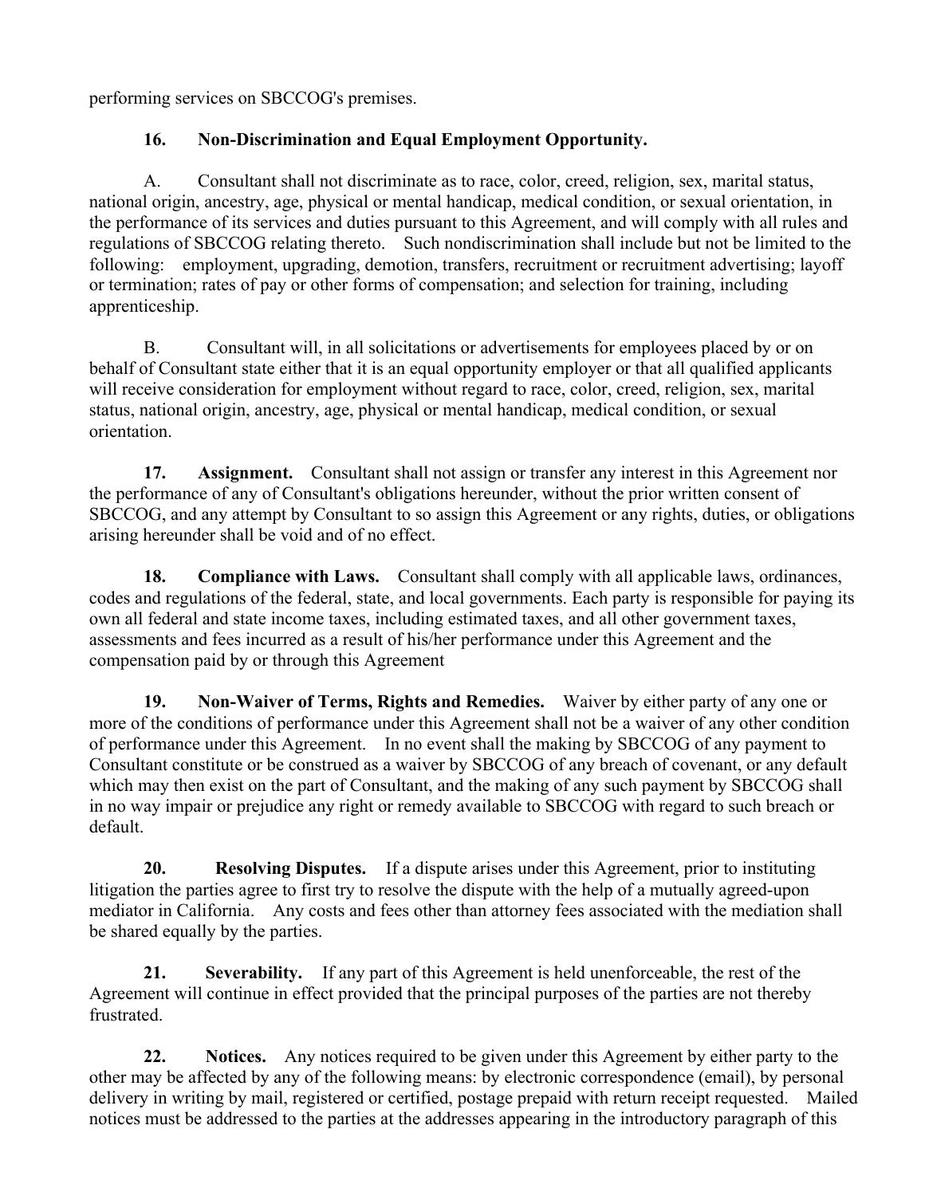performing services on SBCCOG's premises.

**16. Non-Discrimination and Equal Employment Opportunity.**

A. Consultant shall not discriminate as to race, color, creed, religion, sex, marital status, national origin, ancestry, age, physical or mental handicap, medical condition, or sexual orientation, in the performance of its services and duties pursuant to this Agreement, and will comply with all rules and regulations of SBCCOG relating thereto. Such nondiscrimination shall include but not be limited to the following: employment, upgrading, demotion, transfers, recruitment or recruitment advertising; layoff or termination; rates of pay or other forms of compensation; and selection for training, including apprenticeship.

B. Consultant will, in all solicitations or advertisements for employees placed by or on behalf of Consultant state either that it is an equal opportunity employer or that all qualified applicants will receive consideration for employment without regard to race, color, creed, religion, sex, marital status, national origin, ancestry, age, physical or mental handicap, medical condition, or sexual orientation.

**17. Assignment.** Consultant shall not assign or transfer any interest in this Agreement nor the performance of any of Consultant's obligations hereunder, without the prior written consent of SBCCOG, and any attempt by Consultant to so assign this Agreement or any rights, duties, or obligations arising hereunder shall be void and of no effect.

**18. Compliance with Laws.** Consultant shall comply with all applicable laws, ordinances, codes and regulations of the federal, state, and local governments. Each party is responsible for paying its own all federal and state income taxes, including estimated taxes, and all other government taxes, assessments and fees incurred as a result of his/her performance under this Agreement and the compensation paid by or through this Agreement

**19. Non-Waiver of Terms, Rights and Remedies.** Waiver by either party of any one or more of the conditions of performance under this Agreement shall not be a waiver of any other condition of performance under this Agreement. In no event shall the making by SBCCOG of any payment to Consultant constitute or be construed as a waiver by SBCCOG of any breach of covenant, or any default which may then exist on the part of Consultant, and the making of any such payment by SBCCOG shall in no way impair or prejudice any right or remedy available to SBCCOG with regard to such breach or default.

**20. Resolving Disputes.** If a dispute arises under this Agreement, prior to instituting litigation the parties agree to first try to resolve the dispute with the help of a mutually agreed-upon mediator in California. Any costs and fees other than attorney fees associated with the mediation shall be shared equally by the parties.

**21. Severability.** If any part of this Agreement is held unenforceable, the rest of the Agreement will continue in effect provided that the principal purposes of the parties are not thereby frustrated.

**22. Notices.** Any notices required to be given under this Agreement by either party to the other may be affected by any of the following means: by electronic correspondence (email), by personal delivery in writing by mail, registered or certified, postage prepaid with return receipt requested. Mailed notices must be addressed to the parties at the addresses appearing in the introductory paragraph of this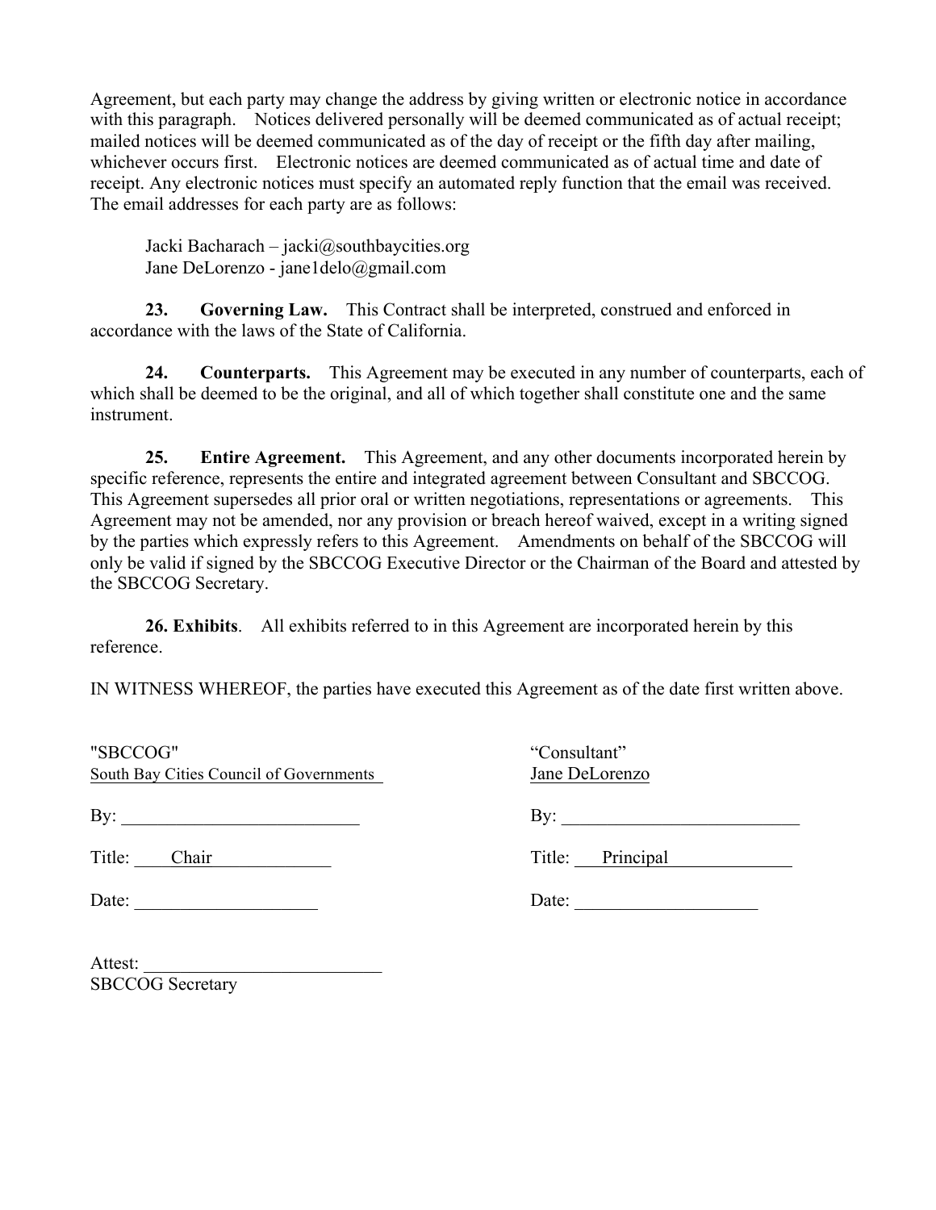Agreement, but each party may change the address by giving written or electronic notice in accordance with this paragraph. Notices delivered personally will be deemed communicated as of actual receipt; mailed notices will be deemed communicated as of the day of receipt or the fifth day after mailing, whichever occurs first. Electronic notices are deemed communicated as of actual time and date of receipt. Any electronic notices must specify an automated reply function that the email was received. The email addresses for each party are as follows:

Jacki Bacharach – jacki@southbaycities.org
Jane DeLorenzo - jane1delo@gmail.com

**23. Governing Law.** This Contract shall be interpreted, construed and enforced in accordance with the laws of the State of California.

**24. Counterparts.** This Agreement may be executed in any number of counterparts, each of which shall be deemed to be the original, and all of which together shall constitute one and the same instrument.

**25. Entire Agreement.** This Agreement, and any other documents incorporated herein by specific reference, represents the entire and integrated agreement between Consultant and SBCCOG. This Agreement supersedes all prior oral or written negotiations, representations or agreements. This Agreement may not be amended, nor any provision or breach hereof waived, except in a writing signed by the parties which expressly refers to this Agreement. Amendments on behalf of the SBCCOG will only be valid if signed by the SBCCOG Executive Director or the Chairman of the Board and attested by the SBCCOG Secretary.

**26. Exhibits**. All exhibits referred to in this Agreement are incorporated herein by this reference.

IN WITNESS WHEREOF, the parties have executed this Agreement as of the date first written above.

"SBCCOG"
South Bay Cities Council of Governments

By: ___________________________

Title: Chair

Date: ____________________

"Consultant"
Jane DeLorenzo

By: ___________________________

Title: Principal

Date: ____________________

Attest: ___________________________
SBCCOG Secretary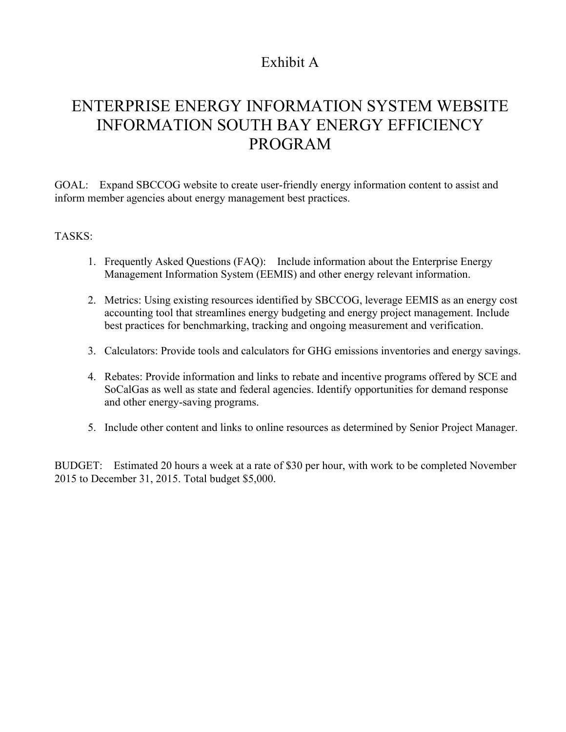# Exhibit A

# ENTERPRISE ENERGY INFORMATION SYSTEM WEBSITE INFORMATION SOUTH BAY ENERGY EFFICIENCY PROGRAM

GOAL: Expand SBCCOG website to create user-friendly energy information content to assist and inform member agencies about energy management best practices.

TASKS:

1. Frequently Asked Questions (FAQ): Include information about the Enterprise Energy Management Information System (EEMIS) and other energy relevant information.

2. Metrics: Using existing resources identified by SBCCOG, leverage EEMIS as an energy cost accounting tool that streamlines energy budgeting and energy project management. Include best practices for benchmarking, tracking and ongoing measurement and verification.

3. Calculators: Provide tools and calculators for GHG emissions inventories and energy savings.

4. Rebates: Provide information and links to rebate and incentive programs offered by SCE and SoCalGas as well as state and federal agencies. Identify opportunities for demand response and other energy-saving programs.

5. Include other content and links to online resources as determined by Senior Project Manager.

BUDGET: Estimated 20 hours a week at a rate of $30 per hour, with work to be completed November 2015 to December 31, 2015. Total budget $5,000.